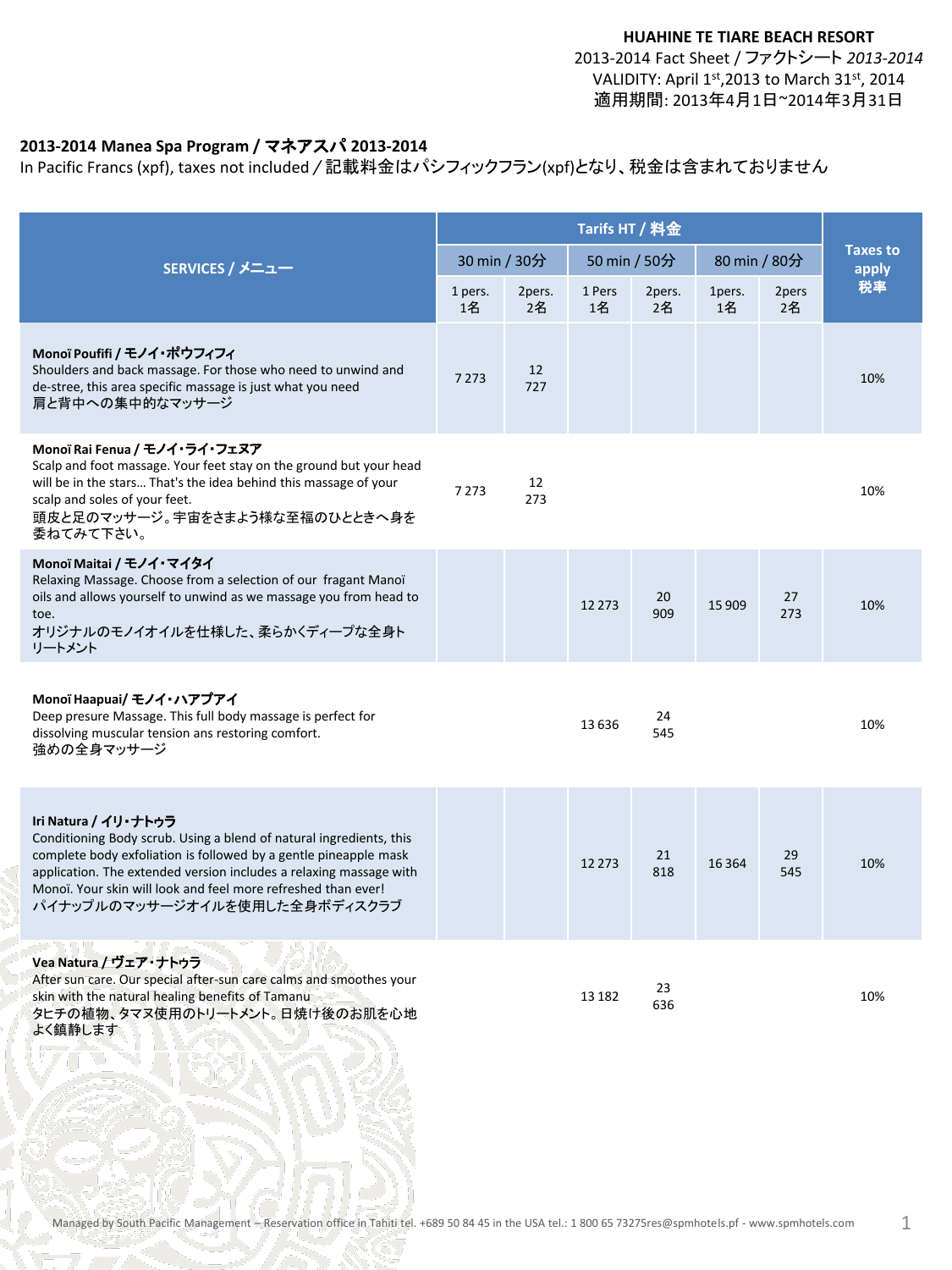**HUAHINE TE TIARE BEACH RESORT**
2013-2014 Fact Sheet / ファクトシート *2013-2014*
VALIDITY: April 1st,2013 to March 31st, 2014
適用期間: 2013年4月1日~2014年3月31日

## 2013-2014 Manea Spa Program / マネアスパ 2013-2014

In Pacific Francs (xpf), taxes not included / 記載料金はパシフィックフラン(xpf)となり、税金は含まれておりません

| SERVICES / メニュー | Tarifs HT / 料金 | | | | | | Taxes to apply 税率 |
|---|---|---|---|---|---|---|---|
| | 30 min / 30分 | | 50 min / 50分 | | 80 min / 80分 | | |
| | 1 pers. 1名 | 2pers. 2名 | 1 Pers 1名 | 2pers. 2名 | 1pers. 1名 | 2pers 2名 | |
| **Monoï Poufifi / モノイ・ポウフィフィ**<br>Shoulders and back massage. For those who need to unwind and de-stree, this area specific massage is just what you need<br>肩と背中への集中的なマッサージ | 7 273 | 12 727 | | | | | 10% |
| **Monoï Rai Fenua / モノイ・ライ・フェヌア**<br>Scalp and foot massage. Your feet stay on the ground but your head will be in the stars… That's the idea behind this massage of your scalp and soles of your feet.<br>頭皮と足のマッサージ。宇宙をさまよう様な至福のひとときへ身を委ねてみて下さい。 | 7 273 | 12 273 | | | | | 10% |
| **Monoï Maitai / モノイ・マイタイ**<br>Relaxing Massage. Choose from a selection of our fragant Manoï oils and allows yourself to unwind as we massage you from head to toe.<br>オリジナルのモノイオイルを仕様した、柔らかくディープな全身トリートメント | | | 12 273 | 20 909 | 15 909 | 27 273 | 10% |
| **Monoï Haapuai/ モノイ・ハアプアイ**<br>Deep presure Massage. This full body massage is perfect for dissolving muscular tension ans restoring comfort.<br>強めの全身マッサージ | | | 13 636 | 24 545 | | | 10% |
| **Iri Natura / イリ・ナトゥラ**<br>Conditioning Body scrub. Using a blend of natural ingredients, this complete body exfoliation is followed by a gentle pineapple mask application. The extended version includes a relaxing massage with Monoï. Your skin will look and feel more refreshed than ever!<br>パイナップルのマッサージオイルを使用した全身ボディスクラブ | | | 12 273 | 21 818 | 16 364 | 29 545 | 10% |
| **Vea Natura / ヴェア・ナトゥラ**<br>After sun care. Our special after-sun care calms and smoothes your skin with the natural healing benefits of Tamanu<br>タヒチの植物、タマヌ使用のトリートメント。日焼け後のお肌を心地よく鎮静します | | | 13 182 | 23 636 | | | 10% |

Managed by South Pacific Management – Reservation office in Tahiti tel. +689 50 84 45 in the USA tel.: 1 800 65 73275res@spmhotels.pf - www.spmhotels.com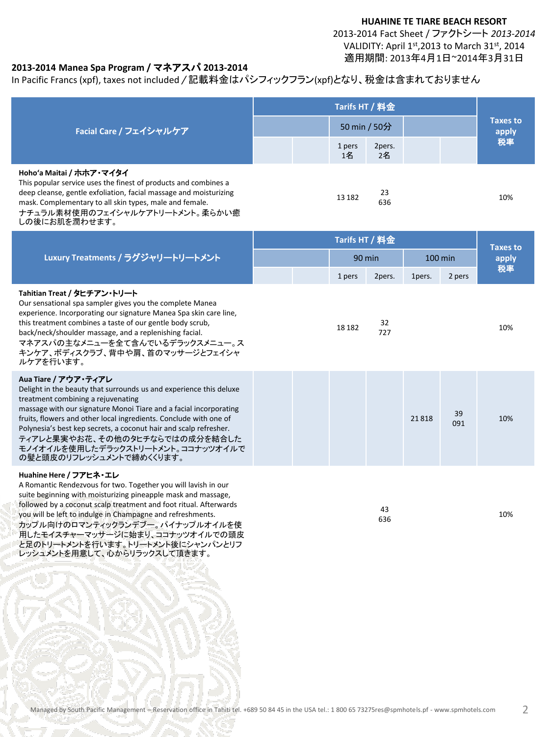**HUAHINE TE TIARE BEACH RESORT**
2013-2014 Fact Sheet / ファクトシート *2013-2014*
VALIDITY: April 1st,2013 to March 31st, 2014
適用期間: 2013年4月1日~2014年3月31日

**2013-2014 Manea Spa Program / マネアスパ 2013-2014**

In Pacific Francs (xpf), taxes not included / 記載料金はパシフィックフラン(xpf)となり、税金は含まれておりません

| Facial Care / フェイシャルケア | Tarifs HT / 料金 | | | | | | Taxes to apply 税率 |
|---|---|---|---|---|---|---|---|
| | | | 50 min / 50分 | | | | |
| | | | 1 pers 1名 | 2pers. 2名 | | | |
| **Hoho'a Maitai / ホホア・マイタイ**<br>This popular service uses the finest of products and combines a deep cleanse, gentle exfoliation, facial massage and moisturizing mask. Complementary to all skin types, male and female.<br>ナチュラル素材使用のフェイシャルケアトリートメント。柔らかい癒しの後にお肌を潤わせます。 | | | 13 182 | 23 636 | | | 10% |

| Luxury Treatments / ラグジャリートリートメント | Tarifs HT / 料金 | | | | | | Taxes to apply 税率 |
|---|---|---|---|---|---|---|---|
| | | | 90 min | | 100 min | | |
| | | | 1 pers | 2pers. | 1pers. | 2 pers | |
| **Tahitian Treat / タヒチアン・トリート**<br>Our sensational spa sampler gives you the complete Manea experience. Incorporating our signature Manea Spa skin care line, this treatment combines a taste of our gentle body scrub, back/neck/shoulder massage, and a replenishing facial.<br>マネアスパの主なメニューを全て含んでいるデラックスメニュー。スキンケア、ボディスクラブ、背中や肩、首のマッサージとフェイシャルケアを行います。 | | | 18 182 | 32 727 | | | 10% |
| **Aua Tiare / アウア・ティアレ**<br>Delight in the beauty that surrounds us and experience this deluxe treatment combining a rejuvenating massage with our signature Monoi Tiare and a facial incorporating fruits, flowers and other local ingredients. Conclude with one of Polynesia's best kep secrets, a coconut hair and scalp refresher.<br>ティアレと果実やお花、その他のタヒチならではの成分を結合したモノイオイルを使用したデラックストリートメント。ココナッツオイルでの髪と頭皮のリフレッシュメントで締めくくります。 | | | | | 21 818 | 39 091 | 10% |
| **Huahine Here / フアヒネ・エレ**<br>A Romantic Rendezvous for two. Together you will lavish in our suite beginning with moisturizing pineapple mask and massage, followed by a coconut scalp treatment and foot ritual. Afterwards you will be left to indulge in Champagne and refreshments.<br>カップル向けのロマンティックランデブー。パイナップルオイルを使用したモイスチャーマッサージに始まり、ココナッツオイルでの頭皮と足のトリートメントを行います。トリートメント後にシャンパンとリフレッシュメントを用意して、心からリラックスして頂きます。 | | | | 43 636 | | | 10% |

Managed by South Pacific Management – Reservation office in Tahiti tel. +689 50 84 45 in the USA tel.: 1 800 65 73275res@spmhotels.pf - www.spmhotels.com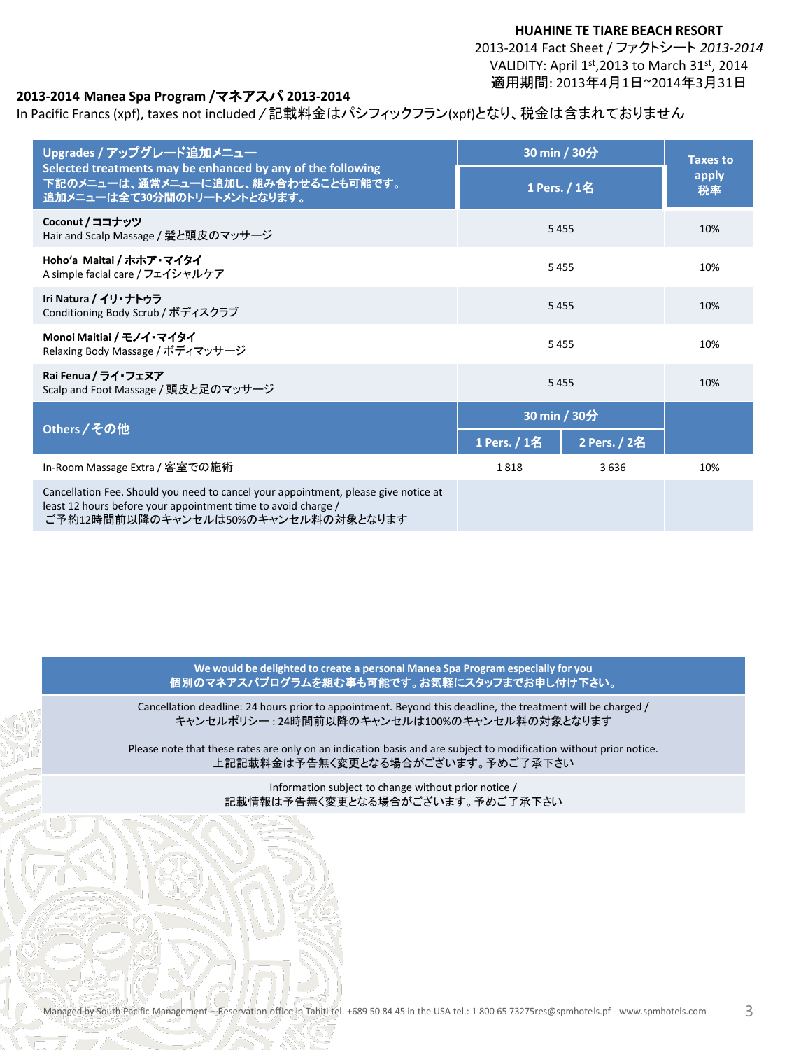**HUAHINE TE TIARE BEACH RESORT**
2013-2014 Fact Sheet / ファクトシート *2013-2014*
VALIDITY: April 1st,2013 to March 31st, 2014
適用期間: 2013年4月1日~2014年3月31日

## 2013-2014 Manea Spa Program /マネアスパ 2013-2014

In Pacific Francs (xpf), taxes not included / 記載料金はパシフィックフラン(xpf)となり、税金は含まれておりません

| Upgrades / アップグレード追加メニュー<br>Selected treatments may be enhanced by any of the following<br>下記のメニューは、通常メニューに追加し、組み合わせることも可能です。<br>追加メニューは全て30分間のトリートメントとなります。 | 30 min / 30分<br>1 Pers. / 1名 | Taxes to apply 税率 |
|---|---|---|
| **Coconut / ココナッツ**<br>Hair and Scalp Massage / 髪と頭皮のマッサージ | 5 455 | 10% |
| **Hoho'a Maitai / ホホア・マイタイ**<br>A simple facial care / フェイシャルケア | 5 455 | 10% |
| **Iri Natura / イリ・ナトゥラ**<br>Conditioning Body Scrub / ボディスクラブ | 5 455 | 10% |
| **Monoi Maitiai / モノイ・マイタイ**<br>Relaxing Body Massage / ボディマッサージ | 5 455 | 10% |
| **Rai Fenua / ライ・フェヌア**<br>Scalp and Foot Massage / 頭皮と足のマッサージ | 5 455 | 10% |

| Others / その他 | 30 min / 30分 | | |
|---|---|---|---|
| | 1 Pers. / 1名 | 2 Pers. / 2名 | |
| In-Room Massage Extra / 客室での施術 | 1 818 | 3 636 | 10% |
| Cancellation Fee. Should you need to cancel your appointment, please give notice at least 12 hours before your appointment time to avoid charge /<br>ご予約12時間前以降のキャンセルは50%のキャンセル料の対象となります | | | |

**We would be delighted to create a personal Manea Spa Program especially for you**
**個別のマネアスパプログラムを組む事も可能です。お気軽にスタッフまでお申し付け下さい。**

Cancellation deadline: 24 hours prior to appointment. Beyond this deadline, the treatment will be charged /
キャンセルポリシー : 24時間前以降のキャンセルは100%のキャンセル料の対象となります

Please note that these rates are only on an indication basis and are subject to modification without prior notice.
上記記載料金は予告無く変更となる場合がございます。予めご了承下さい

Information subject to change without prior notice /
記載情報は予告無く変更となる場合がございます。予めご了承下さい

Managed by South Pacific Management – Reservation office in Tahiti tel. +689 50 84 45 in the USA tel.: 1 800 65 73275res@spmhotels.pf - www.spmhotels.com